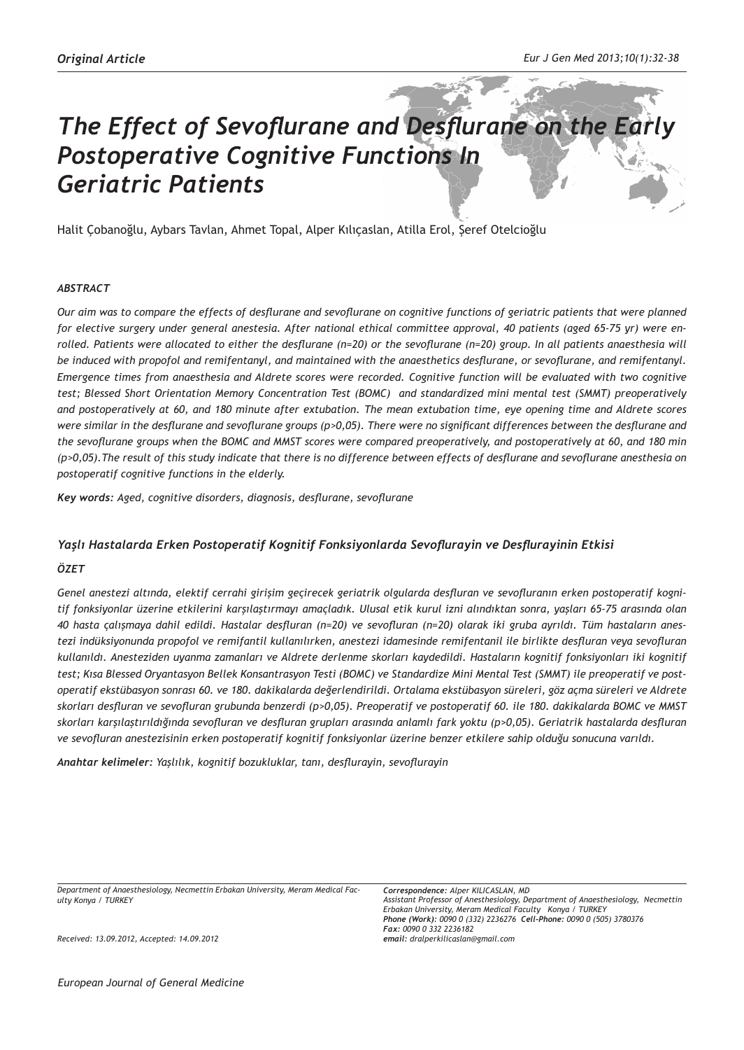*Original Article*

# *The Effect of Sevoflurane and Desflurane on the Early Postoperative Cognitive Functions In Geriatric Patients*

Halit Çobanoğlu, Aybars Tavlan, Ahmet Topal, Alper Kılıçaslan, Atilla Erol, Şeref Otelcioğlu

### *ABSTRACT*

*Our aim was to compare the effects of desflurane and sevoflurane on cognitive functions of geriatric patients that were planned for elective surgery under general anestesia. After national ethical committee approval, 40 patients (aged 65-75 yr) were enrolled. Patients were allocated to either the desflurane (n=20) or the sevoflurane (n=20) group. In all patients anaesthesia will be induced with propofol and remifentanyl, and maintained with the anaesthetics desflurane, or sevoflurane, and remifentanyl. Emergence times from anaesthesia and Aldrete scores were recorded. Cognitive function will be evaluated with two cognitive test; Blessed Short Orientation Memory Concentration Test (BOMC) and standardized mini mental test (SMMT) preoperatively and postoperatively at 60, and 180 minute after extubation. The mean extubation time, eye opening time and Aldrete scores were similar in the desflurane and sevoflurane groups (p>0,05). There were no significant differences between the desflurane and the sevoflurane groups when the BOMC and MMST scores were compared preoperatively, and postoperatively at 60, and 180 min (p>0,05).The result of this study indicate that there is no difference between effects of desflurane and sevoflurane anesthesia on postoperatif cognitive functions in the elderly.*

***Key words:*** *Aged, cognitive disorders, diagnosis, desflurane, sevoflurane*

### *Yaşlı Hastalarda Erken Postoperatif Kognitif Fonksiyonlarda Sevoflurayin ve Desflurayinin Etkisi*

### *ÖZET*

*Genel anestezi altında, elektif cerrahi girişim geçirecek geriatrik olgularda desfluran ve sevofluranın erken postoperatif kognitif fonksiyonlar üzerine etkilerini karşılaştırmayı amaçladık. Ulusal etik kurul izni alındıktan sonra, yaşları 65-75 arasında olan 40 hasta çalışmaya dahil edildi. Hastalar desfluran (n=20) ve sevofluran (n=20) olarak iki gruba ayrıldı. Tüm hastaların anestezi indüksiyonunda propofol ve remifantil kullanılırken, anestezi idamesinde remifentanil ile birlikte desfluran veya sevofluran kullanıldı. Anesteziden uyanma zamanları ve Aldrete derlenme skorları kaydedildi. Hastaların kognitif fonksiyonları iki kognitif test; Kısa Blessed Oryantasyon Bellek Konsantrasyon Testi (BOMC) ve Standardize Mini Mental Test (SMMT) ile preoperatif ve postoperatif ekstübasyon sonrası 60. ve 180. dakikalarda değerlendirildi. Ortalama ekstübasyon süreleri, göz açma süreleri ve Aldrete skorları desfluran ve sevofluran grubunda benzerdi (p>0,05). Preoperatif ve postoperatif 60. ile 180. dakikalarda BOMC ve MMST skorları karşılaştırıldığında sevofluran ve desfluran grupları arasında anlamlı fark yoktu (p>0,05). Geriatrik hastalarda desfluran ve sevofluran anestezisinin erken postoperatif kognitif fonksiyonlar üzerine benzer etkilere sahip olduğu sonucuna varıldı.*

***Anahtar kelimeler:*** *Yaşlılık, kognitif bozukluklar, tanı, desflurayin, sevoflurayin*

*Department of Anaesthesiology, Necmettin Erbakan University, Meram Medical Faculty Konya / TURKEY*

*Received: 13.09.2012, Accepted: 14.09.2012*

***Correspondence:*** *Alper KILICASLAN, MD*
*Assistant Professor of Anesthesiology, Department of Anaesthesiology, Necmettin Erbakan University, Meram Medical Faculty Konya / TURKEY*
***Phone (Work):*** *0090 0 (332) 2236276* ***Cell-Phone:*** *0090 0 (505) 3780376*
***Fax:*** *0090 0 332 2236182*
***email:*** *dralperkilicaslan@gmail.com*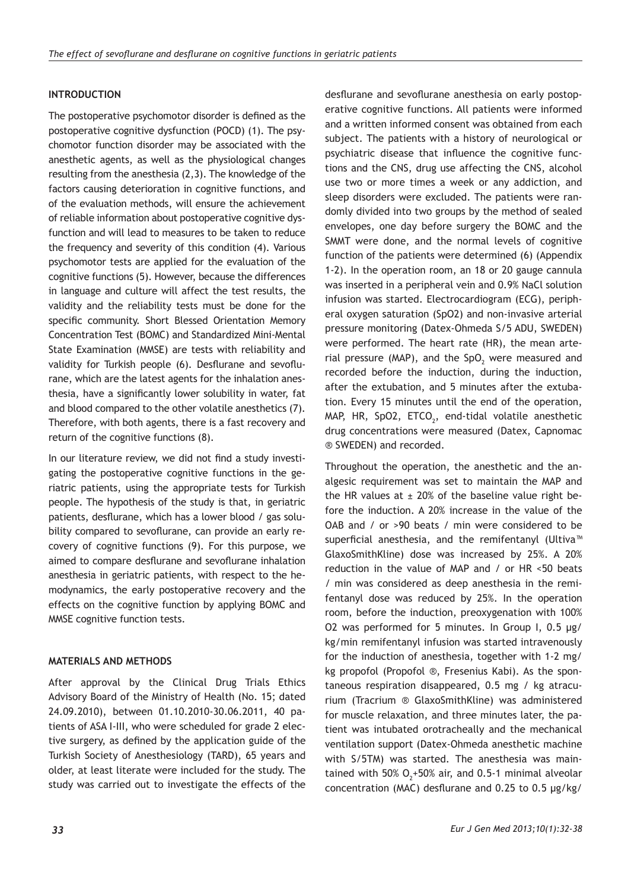## INTRODUCTION

The postoperative psychomotor disorder is defined as the postoperative cognitive dysfunction (POCD) (1). The psychomotor function disorder may be associated with the anesthetic agents, as well as the physiological changes resulting from the anesthesia (2,3). The knowledge of the factors causing deterioration in cognitive functions, and of the evaluation methods, will ensure the achievement of reliable information about postoperative cognitive dysfunction and will lead to measures to be taken to reduce the frequency and severity of this condition (4). Various psychomotor tests are applied for the evaluation of the cognitive functions (5). However, because the differences in language and culture will affect the test results, the validity and the reliability tests must be done for the specific community. Short Blessed Orientation Memory Concentration Test (BOMC) and Standardized Mini-Mental State Examination (MMSE) are tests with reliability and validity for Turkish people (6). Desflurane and sevoflurane, which are the latest agents for the inhalation anesthesia, have a significantly lower solubility in water, fat and blood compared to the other volatile anesthetics (7). Therefore, with both agents, there is a fast recovery and return of the cognitive functions (8).

In our literature review, we did not find a study investigating the postoperative cognitive functions in the geriatric patients, using the appropriate tests for Turkish people. The hypothesis of the study is that, in geriatric patients, desflurane, which has a lower blood / gas solubility compared to sevoflurane, can provide an early recovery of cognitive functions (9). For this purpose, we aimed to compare desflurane and sevoflurane inhalation anesthesia in geriatric patients, with respect to the hemodynamics, the early postoperative recovery and the effects on the cognitive function by applying BOMC and MMSE cognitive function tests.

## MATERIALS AND METHODS

After approval by the Clinical Drug Trials Ethics Advisory Board of the Ministry of Health (No. 15; dated 24.09.2010), between 01.10.2010-30.06.2011, 40 patients of ASA I-III, who were scheduled for grade 2 elective surgery, as defined by the application guide of the Turkish Society of Anesthesiology (TARD), 65 years and older, at least literate were included for the study. The study was carried out to investigate the effects of the desflurane and sevoflurane anesthesia on early postoperative cognitive functions. All patients were informed and a written informed consent was obtained from each subject. The patients with a history of neurological or psychiatric disease that influence the cognitive functions and the CNS, drug use affecting the CNS, alcohol use two or more times a week or any addiction, and sleep disorders were excluded. The patients were randomly divided into two groups by the method of sealed envelopes, one day before surgery the BOMC and the SMMT were done, and the normal levels of cognitive function of the patients were determined (6) (Appendix 1-2). In the operation room, an 18 or 20 gauge cannula was inserted in a peripheral vein and 0.9% NaCl solution infusion was started. Electrocardiogram (ECG), peripheral oxygen saturation (SpO2) and non-invasive arterial pressure monitoring (Datex-Ohmeda S/5 ADU, SWEDEN) were performed. The heart rate (HR), the mean arterial pressure (MAP), and the $SpO_2$ were measured and recorded before the induction, during the induction, after the extubation, and 5 minutes after the extubation. Every 15 minutes until the end of the operation, MAP, HR, SpO2, $ETCO_2$, end-tidal volatile anesthetic drug concentrations were measured (Datex, Capnomac ® SWEDEN) and recorded.

Throughout the operation, the anesthetic and the analgesic requirement was set to maintain the MAP and the HR values at ± 20% of the baseline value right before the induction. A 20% increase in the value of the OAB and / or >90 beats / min were considered to be superficial anesthesia, and the remifentanyl (Ultiva™ GlaxoSmithKline) dose was increased by 25%. A 20% reduction in the value of MAP and / or HR <50 beats / min was considered as deep anesthesia in the remifentanyl dose was reduced by 25%. In the operation room, before the induction, preoxygenation with 100% O2 was performed for 5 minutes. In Group I, 0.5 µg/kg/min remifentanyl infusion was started intravenously for the induction of anesthesia, together with 1-2 mg/kg propofol (Propofol ®, Fresenius Kabi). As the spontaneous respiration disappeared, 0.5 mg / kg atracurium (Tracrium ® GlaxoSmithKline) was administered for muscle relaxation, and three minutes later, the patient was intubated orotracheally and the mechanical ventilation support (Datex-Ohmeda anesthetic machine with S/5TM) was started. The anesthesia was maintained with 50% $O_2$+50% air, and 0.5-1 minimal alveolar concentration (MAC) desflurane and 0.25 to 0.5 µg/kg/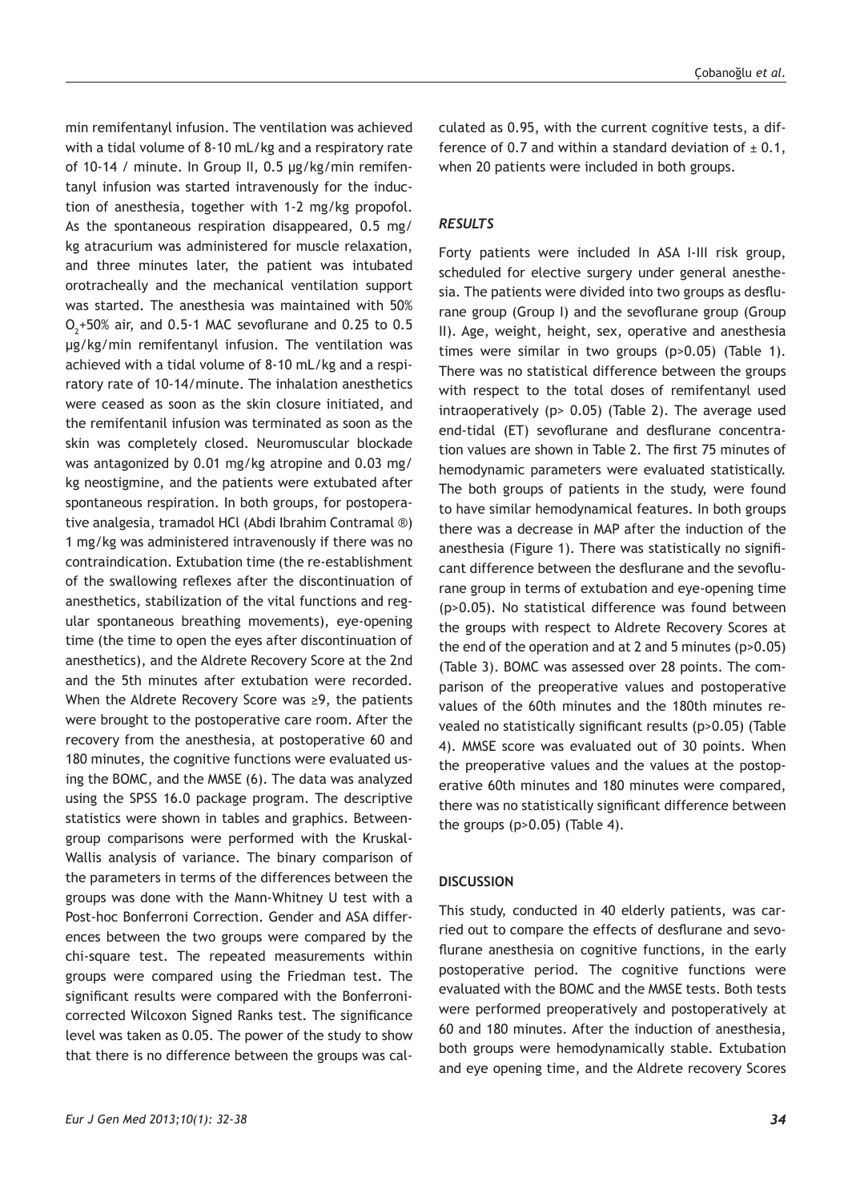min remifentanyl infusion. The ventilation was achieved with a tidal volume of 8-10 mL/kg and a respiratory rate of 10-14 / minute. In Group II, 0.5 µg/kg/min remifentanyl infusion was started intravenously for the induction of anesthesia, together with 1-2 mg/kg propofol. As the spontaneous respiration disappeared, 0.5 mg/kg atracurium was administered for muscle relaxation, and three minutes later, the patient was intubated orotracheally and the mechanical ventilation support was started. The anesthesia was maintained with 50% $O_2$+50% air, and 0.5-1 MAC sevoflurane and 0.25 to 0.5 µg/kg/min remifentanyl infusion. The ventilation was achieved with a tidal volume of 8-10 mL/kg and a respiratory rate of 10-14/minute. The inhalation anesthetics were ceased as soon as the skin closure initiated, and the remifentanil infusion was terminated as soon as the skin was completely closed. Neuromuscular blockade was antagonized by 0.01 mg/kg atropine and 0.03 mg/kg neostigmine, and the patients were extubated after spontaneous respiration. In both groups, for postoperative analgesia, tramadol HCl (Abdi Ibrahim Contramal ®) 1 mg/kg was administered intravenously if there was no contraindication. Extubation time (the re-establishment of the swallowing reflexes after the discontinuation of anesthetics, stabilization of the vital functions and regular spontaneous breathing movements), eye-opening time (the time to open the eyes after discontinuation of anesthetics), and the Aldrete Recovery Score at the 2nd and the 5th minutes after extubation were recorded. When the Aldrete Recovery Score was ≥9, the patients were brought to the postoperative care room. After the recovery from the anesthesia, at postoperative 60 and 180 minutes, the cognitive functions were evaluated using the BOMC, and the MMSE (6). The data was analyzed using the SPSS 16.0 package program. The descriptive statistics were shown in tables and graphics. Between-group comparisons were performed with the Kruskal-Wallis analysis of variance. The binary comparison of the parameters in terms of the differences between the groups was done with the Mann-Whitney U test with a Post-hoc Bonferroni Correction. Gender and ASA differences between the two groups were compared by the chi-square test. The repeated measurements within groups were compared using the Friedman test. The significant results were compared with the Bonferroni-corrected Wilcoxon Signed Ranks test. The significance level was taken as 0.05. The power of the study to show that there is no difference between the groups was calculated as 0.95, with the current cognitive tests, a difference of 0.7 and within a standard deviation of ± 0.1, when 20 patients were included in both groups.

### *RESULTS*

Forty patients were included In ASA I-III risk group, scheduled for elective surgery under general anesthesia. The patients were divided into two groups as desflurane group (Group I) and the sevoflurane group (Group II). Age, weight, height, sex, operative and anesthesia times were similar in two groups ($p>0.05$) (Table 1). There was no statistical difference between the groups with respect to the total doses of remifentanyl used intraoperatively ($p> 0.05$) (Table 2). The average used end-tidal (ET) sevoflurane and desflurane concentration values are shown in Table 2. The first 75 minutes of hemodynamic parameters were evaluated statistically. The both groups of patients in the study, were found to have similar hemodynamical features. In both groups there was a decrease in MAP after the induction of the anesthesia (Figure 1). There was statistically no significant difference between the desflurane and the sevoflurane group in terms of extubation and eye-opening time ($p>0.05$). No statistical difference was found between the groups with respect to Aldrete Recovery Scores at the end of the operation and at 2 and 5 minutes ($p>0.05$) (Table 3). BOMC was assessed over 28 points. The comparison of the preoperative values and postoperative values of the 60th minutes and the 180th minutes revealed no statistically significant results ($p>0.05$) (Table 4). MMSE score was evaluated out of 30 points. When the preoperative values and the values at the postoperative 60th minutes and 180 minutes were compared, there was no statistically significant difference between the groups ($p>0.05$) (Table 4).

### DISCUSSION

This study, conducted in 40 elderly patients, was carried out to compare the effects of desflurane and sevoflurane anesthesia on cognitive functions, in the early postoperative period. The cognitive functions were evaluated with the BOMC and the MMSE tests. Both tests were performed preoperatively and postoperatively at 60 and 180 minutes. After the induction of anesthesia, both groups were hemodynamically stable. Extubation and eye opening time, and the Aldrete recovery Scores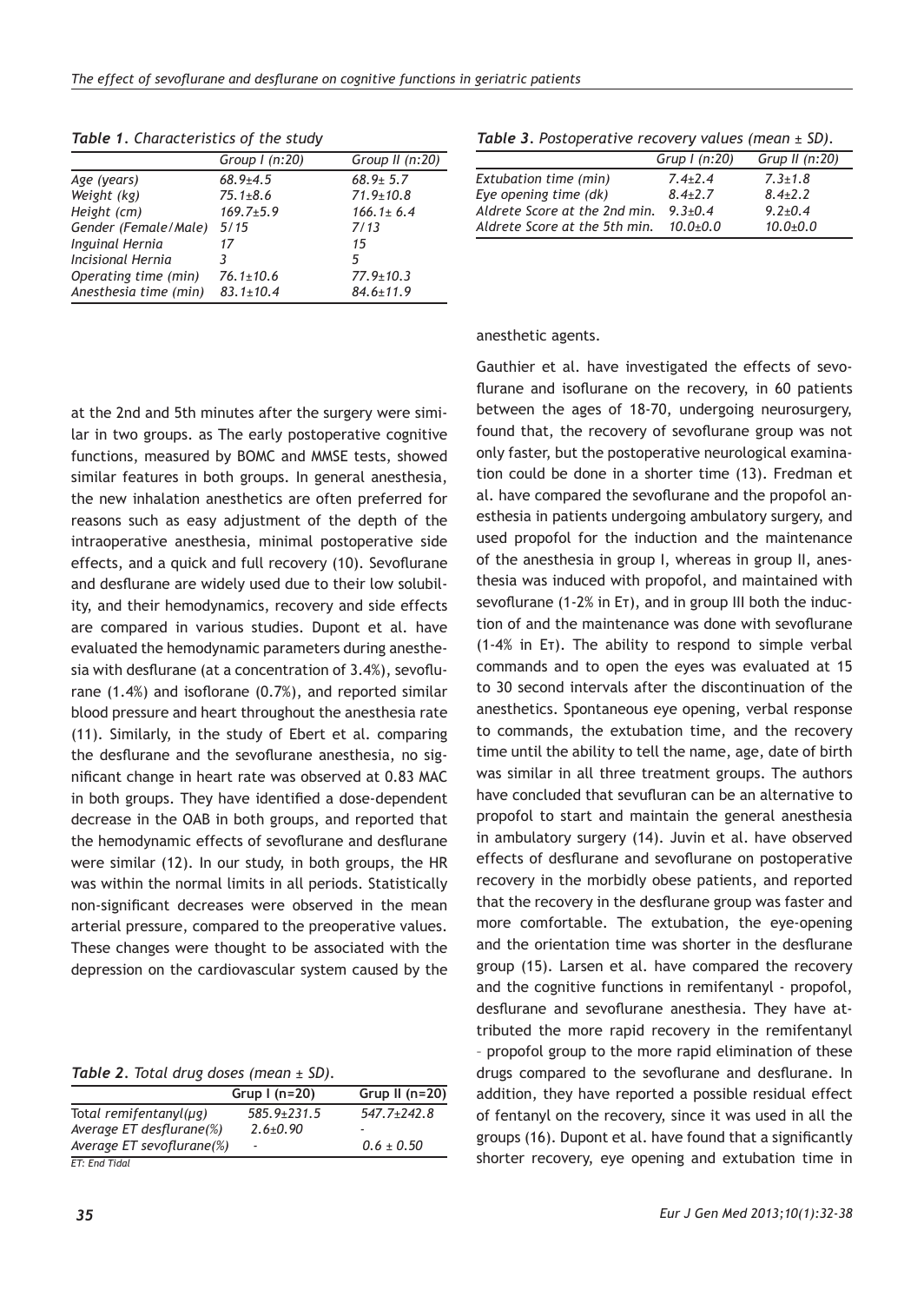*Table 1. Characteristics of the study*

| | Group I (n:20) | Group II (n:20) |
|---|---|---|
| Age (years) | 68.9±4.5 | 68.9± 5.7 |
| Weight (kg) | 75.1±8.6 | 71.9±10.8 |
| Height (cm) | 169.7±5.9 | 166.1± 6.4 |
| Gender (Female/Male) | 5/15 | 7/13 |
| Inguinal Hernia | 17 | 15 |
| Incisional Hernia | 3 | 5 |
| Operating time (min) | 76.1±10.6 | 77.9±10.3 |
| Anesthesia time (min) | 83.1±10.4 | 84.6±11.9 |

at the 2nd and 5th minutes after the surgery were similar in two groups. as The early postoperative cognitive functions, measured by BOMC and MMSE tests, showed similar features in both groups. In general anesthesia, the new inhalation anesthetics are often preferred for reasons such as easy adjustment of the depth of the intraoperative anesthesia, minimal postoperative side effects, and a quick and full recovery (10). Sevoflurane and desflurane are widely used due to their low solubility, and their hemodynamics, recovery and side effects are compared in various studies. Dupont et al. have evaluated the hemodynamic parameters during anesthesia with desflurane (at a concentration of 3.4%), sevoflurane (1.4%) and isoflorane (0.7%), and reported similar blood pressure and heart throughout the anesthesia rate (11). Similarly, in the study of Ebert et al. comparing the desflurane and the sevoflurane anesthesia, no significant change in heart rate was observed at 0.83 MAC in both groups. They have identified a dose-dependent decrease in the OAB in both groups, and reported that the hemodynamic effects of sevoflurane and desflurane were similar (12). In our study, in both groups, the HR was within the normal limits in all periods. Statistically non-significant decreases were observed in the mean arterial pressure, compared to the preoperative values. These changes were thought to be associated with the depression on the cardiovascular system caused by the anesthetic agents.

*Table 2. Total drug doses (mean ± SD).*

| | Grup I (n=20) | Grup II (n=20) |
|---|---|---|
| Total remifentanyl(µg) | 585.9±231.5 | 547.7±242.8 |
| Average ET desflurane(%) | 2.6±0.90 | - |
| Average ET sevoflurane(%) | - | 0.6 ± 0.50 |

ET: End Tidal

*Table 3. Postoperative recovery values (mean ± SD).*

| | Grup I (n:20) | Grup II (n:20) |
|---|---|---|
| Extubation time (min) | 7.4±2.4 | 7.3±1.8 |
| Eye opening time (dk) | 8.4±2.7 | 8.4±2.2 |
| Aldrete Score at the 2nd min. | 9.3±0.4 | 9.2±0.4 |
| Aldrete Score at the 5th min. | 10.0±0.0 | 10.0±0.0 |

Gauthier et al. have investigated the effects of sevoflurane and isoflurane on the recovery, in 60 patients between the ages of 18-70, undergoing neurosurgery, found that, the recovery of sevoflurane group was not only faster, but the postoperative neurological examination could be done in a shorter time (13). Fredman et al. have compared the sevoflurane and the propofol anesthesia in patients undergoing ambulatory surgery, and used propofol for the induction and the maintenance of the anesthesia in group I, whereas in group II, anesthesia was induced with propofol, and maintained with sevoflurane (1-2% in Eт), and in group III both the induction of and the maintenance was done with sevoflurane (1-4% in Eт). The ability to respond to simple verbal commands and to open the eyes was evaluated at 15 to 30 second intervals after the discontinuation of the anesthetics. Spontaneous eye opening, verbal response to commands, the extubation time, and the recovery time until the ability to tell the name, age, date of birth was similar in all three treatment groups. The authors have concluded that sevufluran can be an alternative to propofol to start and maintain the general anesthesia in ambulatory surgery (14). Juvin et al. have observed effects of desflurane and sevoflurane on postoperative recovery in the morbidly obese patients, and reported that the recovery in the desflurane group was faster and more comfortable. The extubation, the eye-opening and the orientation time was shorter in the desflurane group (15). Larsen et al. have compared the recovery and the cognitive functions in remifentanyl - propofol, desflurane and sevoflurane anesthesia. They have attributed the more rapid recovery in the remifentanyl – propofol group to the more rapid elimination of these drugs compared to the sevoflurane and desflurane. In addition, they have reported a possible residual effect of fentanyl on the recovery, since it was used in all the groups (16). Dupont et al. have found that a significantly shorter recovery, eye opening and extubation time in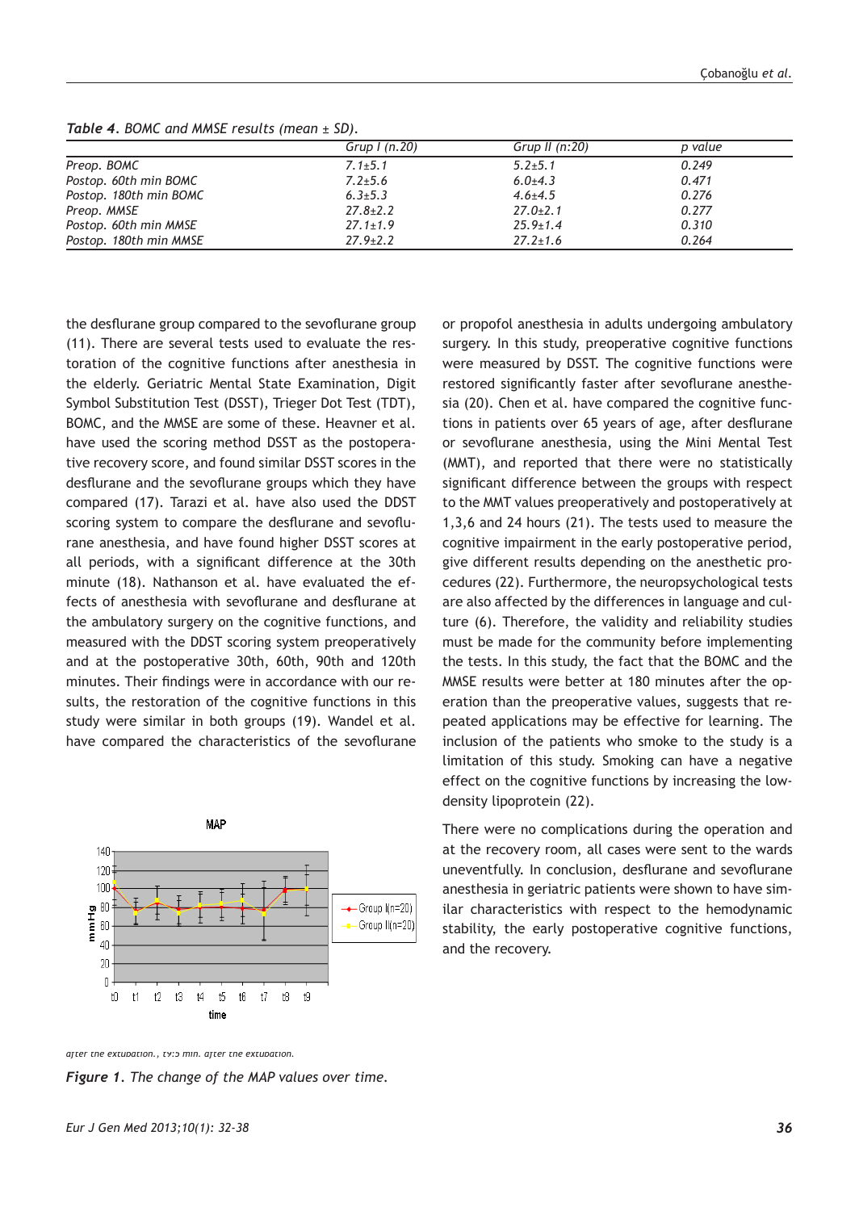*Table 4. BOMC and MMSE results (mean ± SD).*

| | Grup I (n.20) | Grup II (n:20) | p value |
|---|---|---|---|
| Preop. BOMC | 7.1±5.1 | 5.2±5.1 | 0.249 |
| Postop. 60th min BOMC | 7.2±5.6 | 6.0±4.3 | 0.471 |
| Postop. 180th min BOMC | 6.3±5.3 | 4.6±4.5 | 0.276 |
| Preop. MMSE | 27.8±2.2 | 27.0±2.1 | 0.277 |
| Postop. 60th min MMSE | 27.1±1.9 | 25.9±1.4 | 0.310 |
| Postop. 180th min MMSE | 27.9±2.2 | 27.2±1.6 | 0.264 |

the desflurane group compared to the sevoflurane group (11). There are several tests used to evaluate the restoration of the cognitive functions after anesthesia in the elderly. Geriatric Mental State Examination, Digit Symbol Substitution Test (DSST), Trieger Dot Test (TDT), BOMC, and the MMSE are some of these. Heavner et al. have used the scoring method DSST as the postoperative recovery score, and found similar DSST scores in the desflurane and the sevoflurane groups which they have compared (17). Tarazi et al. have also used the DDST scoring system to compare the desflurane and sevoflurane anesthesia, and have found higher DSST scores at all periods, with a significant difference at the 30th minute (18). Nathanson et al. have evaluated the effects of anesthesia with sevoflurane and desflurane at the ambulatory surgery on the cognitive functions, and measured with the DDST scoring system preoperatively and at the postoperative 30th, 60th, 90th and 120th minutes. Their findings were in accordance with our results, the restoration of the cognitive functions in this study were similar in both groups (19). Wandel et al. have compared the characteristics of the sevoflurane or propofol anesthesia in adults undergoing ambulatory surgery. In this study, preoperative cognitive functions were measured by DSST. The cognitive functions were restored significantly faster after sevoflurane anesthesia (20). Chen et al. have compared the cognitive functions in patients over 65 years of age, after desflurane or sevoflurane anesthesia, using the Mini Mental Test (MMT), and reported that there were no statistically significant difference between the groups with respect to the MMT values preoperatively and postoperatively at 1,3,6 and 24 hours (21). The tests used to measure the cognitive impairment in the early postoperative period, give different results depending on the anesthetic procedures (22). Furthermore, the neuropsychological tests are also affected by the differences in language and culture (6). Therefore, the validity and reliability studies must be made for the community before implementing the tests. In this study, the fact that the BOMC and the MMSE results were better at 180 minutes after the operation than the preoperative values, suggests that repeated applications may be effective for learning. The inclusion of the patients who smoke to the study is a limitation of this study. Smoking can have a negative effect on the cognitive functions by increasing the low-density lipoprotein (22).

There were no complications during the operation and at the recovery room, all cases were sent to the wards uneventfully. In conclusion, desflurane and sevoflurane anesthesia in geriatric patients were shown to have similar characteristics with respect to the hemodynamic stability, the early postoperative cognitive functions, and the recovery.

*after the extubation., t9:5 min. after the extubation.*

*Figure 1. The change of the MAP values over time.*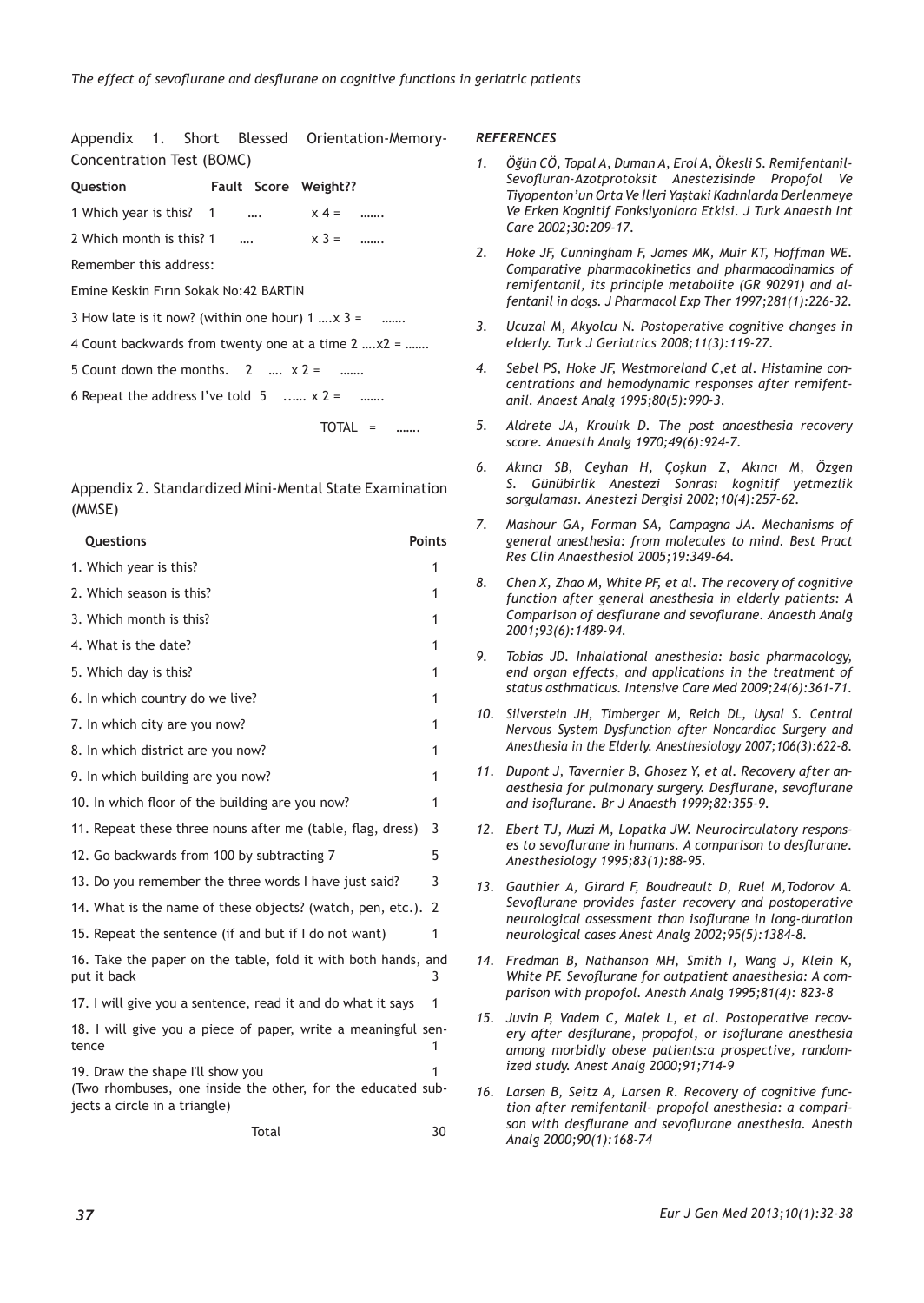## Appendix 1. Short Blessed Orientation-Memory-Concentration Test (BOMC)

| Question | Fault | Score | Weight?? | |
|---|---|---|---|---|
| 1 Which year is this? | 1 | …. | x 4 = | ……. |
| 2 Which month is this? | 1 | …. | x 3 = | ……. |

Remember this address:

Emine Keskin Fırın Sokak No:42 BARTIN

3 How late is it now? (within one hour) 1 ….x 3 = …….

4 Count backwards from twenty one at a time 2 ….x2 = …….

5 Count down the months. 2 …. x 2 = …….

6 Repeat the address I've told 5 ..…. x 2 = …….

TOTAL = …….

## Appendix 2. Standardized Mini-Mental State Examination (MMSE)

| Questions | Points |
|---|---|
| 1. Which year is this? | 1 |
| 2. Which season is this? | 1 |
| 3. Which month is this? | 1 |
| 4. What is the date? | 1 |
| 5. Which day is this? | 1 |
| 6. In which country do we live? | 1 |
| 7. In which city are you now? | 1 |
| 8. In which district are you now? | 1 |
| 9. In which building are you now? | 1 |
| 10. In which floor of the building are you now? | 1 |
| 11. Repeat these three nouns after me (table, flag, dress) | 3 |
| 12. Go backwards from 100 by subtracting 7 | 5 |
| 13. Do you remember the three words I have just said? | 3 |
| 14. What is the name of these objects? (watch, pen, etc.). | 2 |
| 15. Repeat the sentence (if and but if I do not want) | 1 |
| 16. Take the paper on the table, fold it with both hands, and put it back | 3 |
| 17. I will give you a sentence, read it and do what it says | 1 |
| 18. I will give you a piece of paper, write a meaningful sentence | 1 |
| 19. Draw the shape I'll show you (Two rhombuses, one inside the other, for the educated subjects a circle in a triangle) | 1 |
| Total | 30 |

## REFERENCES

1. *Öğün CÖ, Topal A, Duman A, Erol A, Ökesli S. Remifentanil-Sevofluran-Azotprotoksit Anestezisinde Propofol Ve Tiyopenton'un Orta Ve İleri Yaştaki Kadınlarda Derlenmeye Ve Erken Kognitif Fonksiyonlara Etkisi. J Turk Anaesth Int Care 2002;30:209-17.*
2. *Hoke JF, Cunningham F, James MK, Muir KT, Hoffman WE. Comparative pharmacokinetics and pharmacodinamics of remifentanil, its principle metabolite (GR 90291) and alfentanil in dogs. J Pharmacol Exp Ther 1997;281(1):226-32.*
3. *Ucuzal M, Akyolcu N. Postoperative cognitive changes in elderly. Turk J Geriatrics 2008;11(3):119-27.*
4. *Sebel PS, Hoke JF, Westmoreland C,et al. Histamine concentrations and hemodynamic responses after remifentanil. Anaest Analg 1995;80(5):990-3.*
5. *Aldrete JA, Kroulık D. The post anaesthesia recovery score. Anaesth Analg 1970;49(6):924-7.*
6. *Akıncı SB, Ceyhan H, Çoşkun Z, Akıncı M, Özgen S. Günübirlik Anestezi Sonrası kognitif yetmezlik sorgulaması. Anestezi Dergisi 2002;10(4):257-62.*
7. *Mashour GA, Forman SA, Campagna JA. Mechanisms of general anesthesia: from molecules to mind. Best Pract Res Clin Anaesthesiol 2005;19:349-64.*
8. *Chen X, Zhao M, White PF, et al. The recovery of cognitive function after general anesthesia in elderly patients: A Comparison of desflurane and sevoflurane. Anaesth Analg 2001;93(6):1489-94.*
9. *Tobias JD. Inhalational anesthesia: basic pharmacology, end organ effects, and applications in the treatment of status asthmaticus. Intensive Care Med 2009;24(6):361-71.*
10. *Silverstein JH, Timberger M, Reich DL, Uysal S. Central Nervous System Dysfunction after Noncardiac Surgery and Anesthesia in the Elderly. Anesthesiology 2007;106(3):622-8.*
11. *Dupont J, Tavernier B, Ghosez Y, et al. Recovery after anaesthesia for pulmonary surgery. Desflurane, sevoflurane and isoflurane. Br J Anaesth 1999;82:355-9.*
12. *Ebert TJ, Muzi M, Lopatka JW. Neurocirculatory responses to sevoflurane in humans. A comparison to desflurane. Anesthesiology 1995;83(1):88-95.*
13. *Gauthier A, Girard F, Boudreault D, Ruel M,Todorov A. Sevoflurane provides faster recovery and postoperative neurological assessment than isoflurane in long-duration neurological cases Anest Analg 2002;95(5):1384-8.*
14. *Fredman B, Nathanson MH, Smith I, Wang J, Klein K, White PF. Sevoflurane for outpatient anaesthesia: A comparison with propofol. Anesth Analg 1995;81(4): 823-8*
15. *Juvin P, Vadem C, Malek L, et al. Postoperative recovery after desflurane, propofol, or isoflurane anesthesia among morbidly obese patients:a prospective, randomized study. Anest Analg 2000;91;714-9*
16. *Larsen B, Seitz A, Larsen R. Recovery of cognitive function after remifentanil- propofol anesthesia: a comparison with desflurane and sevoflurane anesthesia. Anesth Analg 2000;90(1):168-74*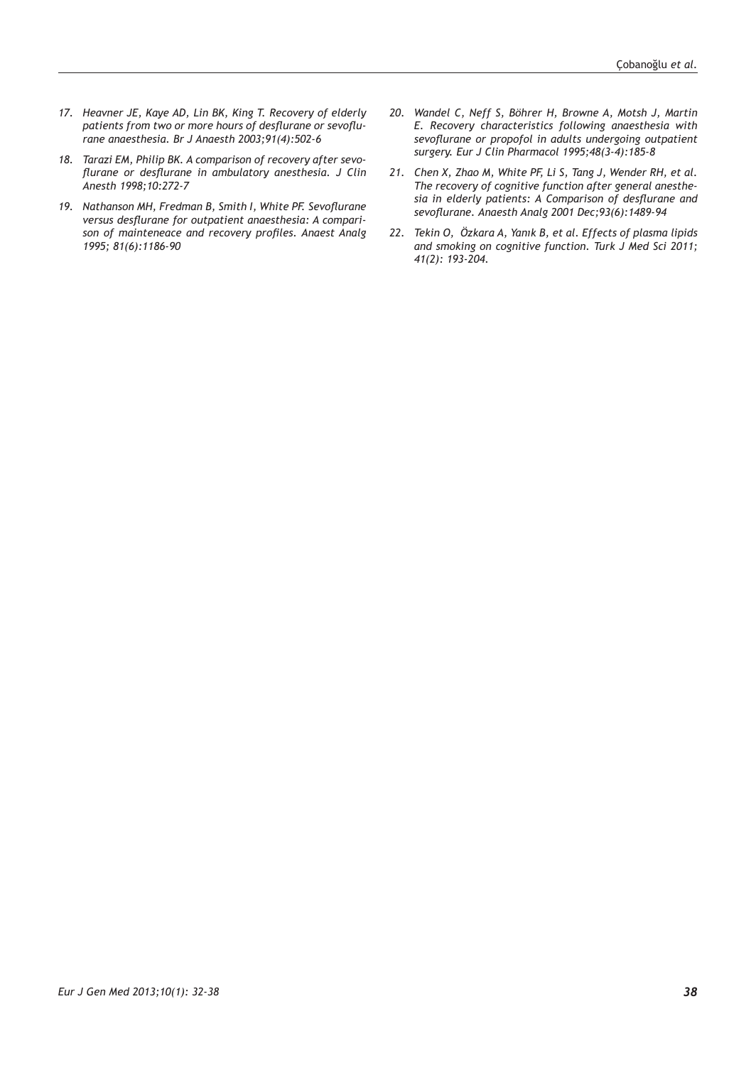17. *Heavner JE, Kaye AD, Lin BK, King T. Recovery of elderly patients from two or more hours of desflurane or sevoflurane anaesthesia. Br J Anaesth 2003;91(4):502-6*

18. *Tarazi EM, Philip BK. A comparison of recovery after sevoflurane or desflurane in ambulatory anesthesia. J Clin Anesth 1998;10:272-7*

19. *Nathanson MH, Fredman B, Smith I, White PF. Sevoflurane versus desflurane for outpatient anaesthesia: A comparison of mainteneace and recovery profiles. Anaest Analg 1995; 81(6):1186-90*

20. *Wandel C, Neff S, Böhrer H, Browne A, Motsh J, Martin E. Recovery characteristics following anaesthesia with sevoflurane or propofol in adults undergoing outpatient surgery. Eur J Clin Pharmacol 1995;48(3-4):185-8*

21. *Chen X, Zhao M, White PF, Li S, Tang J, Wender RH, et al. The recovery of cognitive function after general anesthesia in elderly patients: A Comparison of desflurane and sevoflurane. Anaesth Analg 2001 Dec;93(6):1489-94*

22. *Tekin O, Özkara A, Yanık B, et al. Effects of plasma lipids and smoking on cognitive function. Turk J Med Sci 2011; 41(2): 193-204.*